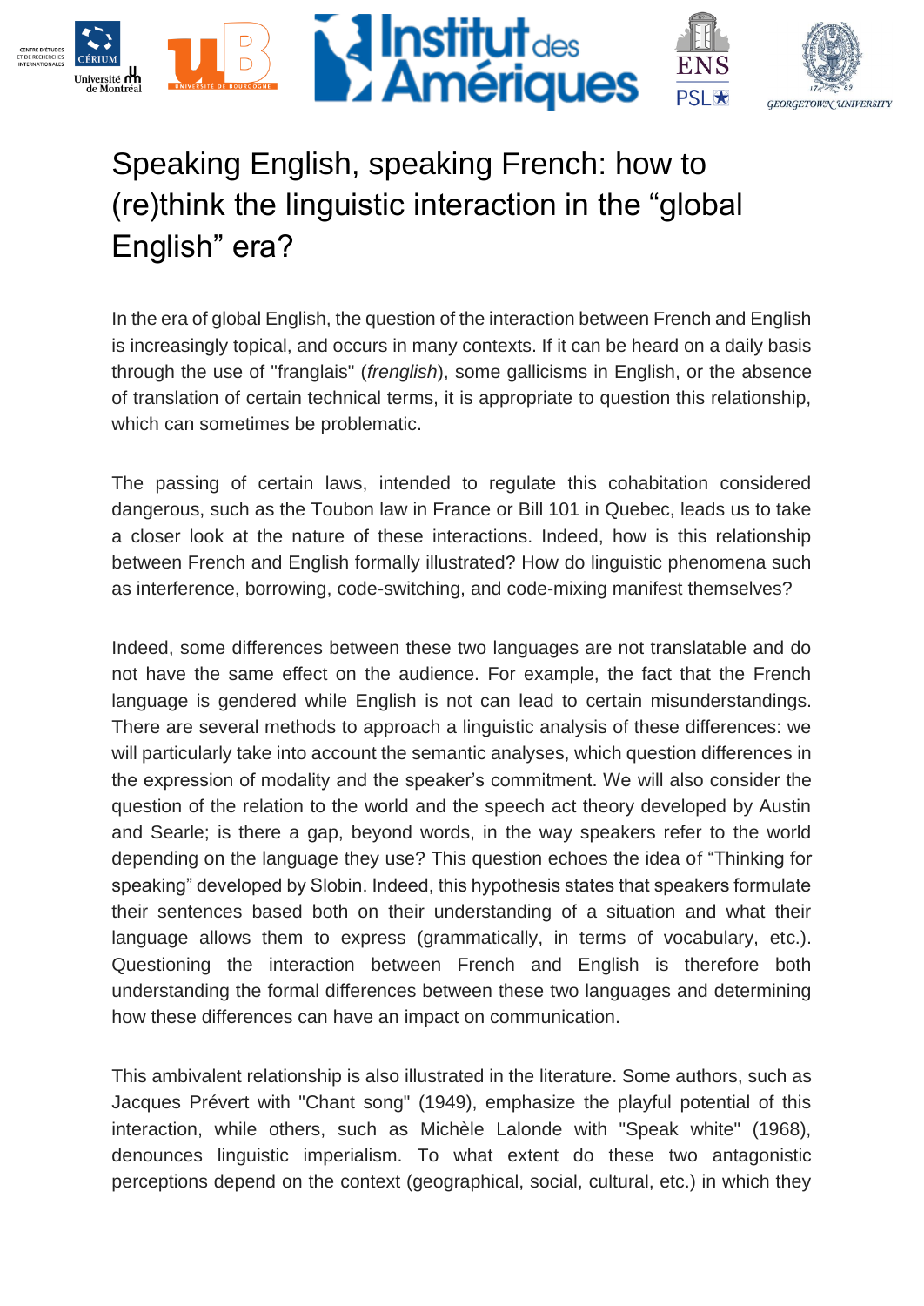# Speaking English, speaking French: how to (re)think the linguistic interaction in the "global English" era?

In the era of global English, the question of the interaction between French and English is increasingly topical, and occurs in many contexts. If it can be heard on a daily basis through the use of "franglais" (*frenglish*), some gallicisms in English, or the absence of translation of certain technical terms, it is appropriate to question this relationship, which can sometimes be problematic.

The passing of certain laws, intended to regulate this cohabitation considered dangerous, such as the Toubon law in France or Bill 101 in Quebec, leads us to take a closer look at the nature of these interactions. Indeed, how is this relationship between French and English formally illustrated? How do linguistic phenomena such as interference, borrowing, code-switching, and code-mixing manifest themselves?

Indeed, some differences between these two languages are not translatable and do not have the same effect on the audience. For example, the fact that the French language is gendered while English is not can lead to certain misunderstandings. There are several methods to approach a linguistic analysis of these differences: we will particularly take into account the semantic analyses, which question differences in the expression of modality and the speaker's commitment. We will also consider the question of the relation to the world and the speech act theory developed by Austin and Searle; is there a gap, beyond words, in the way speakers refer to the world depending on the language they use? This question echoes the idea of "Thinking for speaking" developed by Slobin. Indeed, this hypothesis states that speakers formulate their sentences based both on their understanding of a situation and what their language allows them to express (grammatically, in terms of vocabulary, etc.). Questioning the interaction between French and English is therefore both understanding the formal differences between these two languages and determining how these differences can have an impact on communication.

This ambivalent relationship is also illustrated in the literature. Some authors, such as Jacques Prévert with "Chant song" (1949), emphasize the playful potential of this interaction, while others, such as Michèle Lalonde with "Speak white" (1968), denounces linguistic imperialism. To what extent do these two antagonistic perceptions depend on the context (geographical, social, cultural, etc.) in which they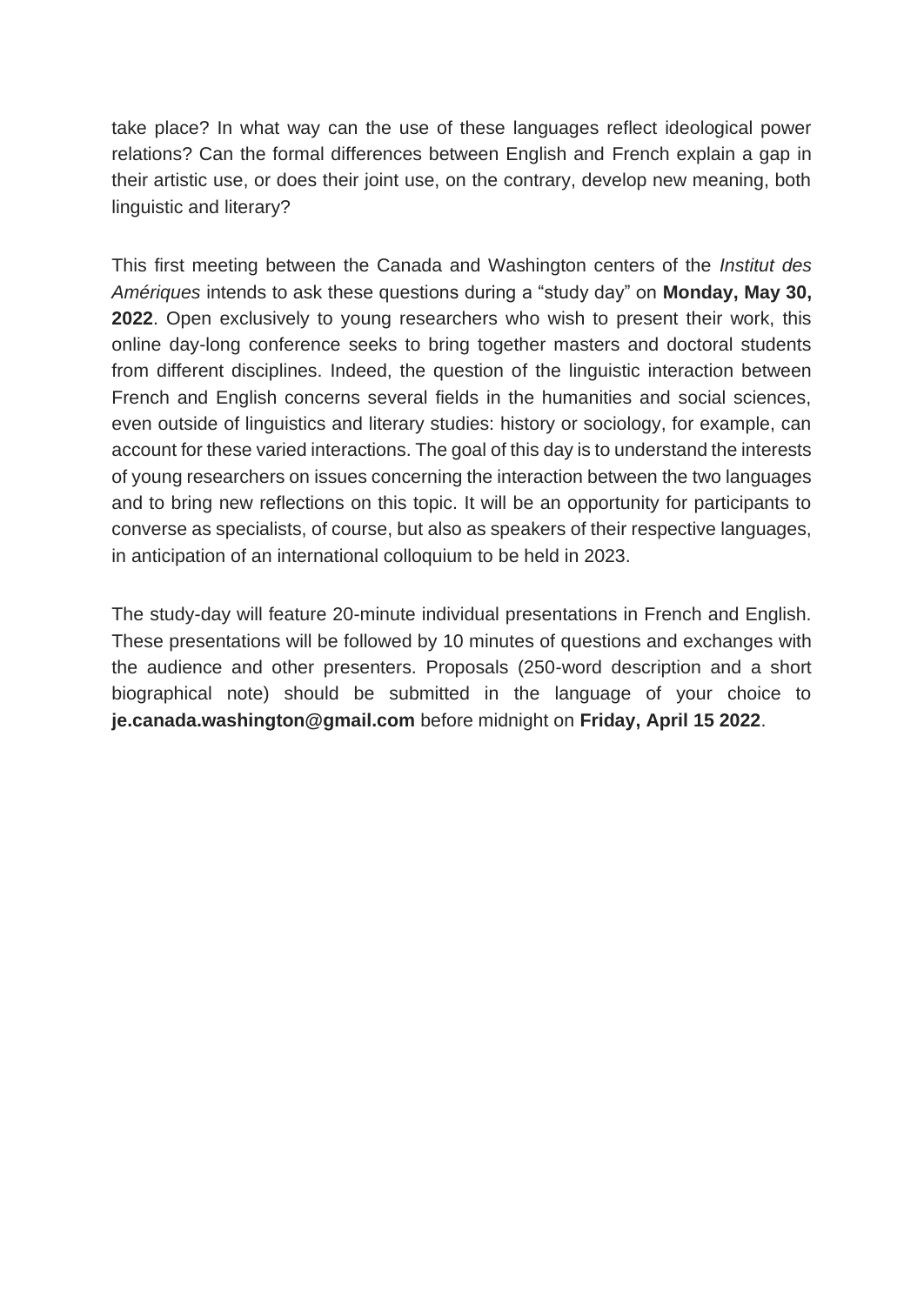take place? In what way can the use of these languages reflect ideological power relations? Can the formal differences between English and French explain a gap in their artistic use, or does their joint use, on the contrary, develop new meaning, both linguistic and literary?

This first meeting between the Canada and Washington centers of the *Institut des Amériques* intends to ask these questions during a "study day" on **Monday, May 30, 2022**. Open exclusively to young researchers who wish to present their work, this online day-long conference seeks to bring together masters and doctoral students from different disciplines. Indeed, the question of the linguistic interaction between French and English concerns several fields in the humanities and social sciences, even outside of linguistics and literary studies: history or sociology, for example, can account for these varied interactions. The goal of this day is to understand the interests of young researchers on issues concerning the interaction between the two languages and to bring new reflections on this topic. It will be an opportunity for participants to converse as specialists, of course, but also as speakers of their respective languages, in anticipation of an international colloquium to be held in 2023.

The study-day will feature 20-minute individual presentations in French and English. These presentations will be followed by 10 minutes of questions and exchanges with the audience and other presenters. Proposals (250-word description and a short biographical note) should be submitted in the language of your choice to **je.canada.washington@gmail.com** before midnight on **Friday, April 15 2022**.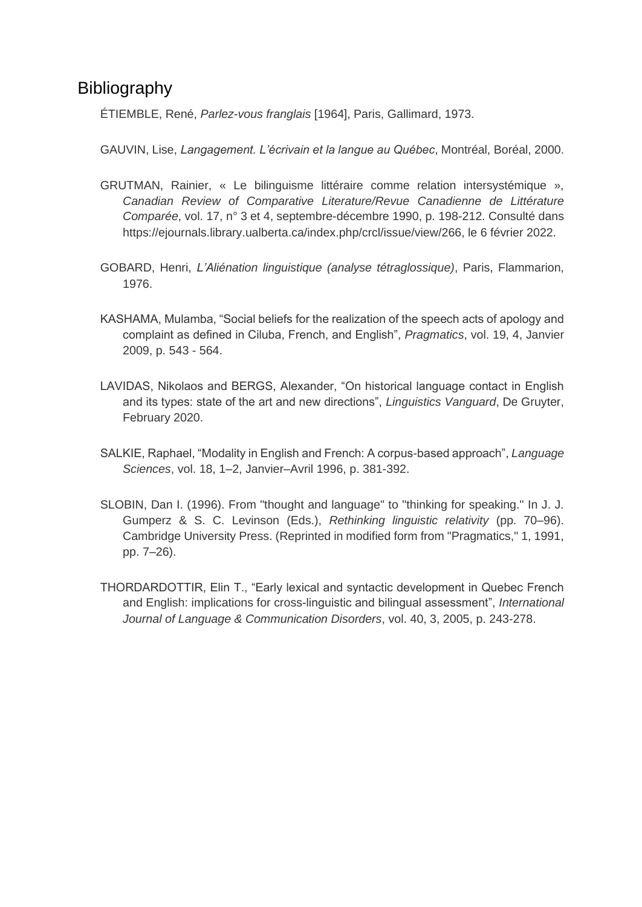## Bibliography

ÉTIEMBLE, René, *Parlez-vous franglais* [1964], Paris, Gallimard, 1973.

GAUVIN, Lise, *Langagement. L'écrivain et la langue au Québec*, Montréal, Boréal, 2000.

GRUTMAN, Rainier, « Le bilinguisme littéraire comme relation intersystémique », *Canadian Review of Comparative Literature/Revue Canadienne de Littérature Comparée*, vol. 17, n° 3 et 4, septembre-décembre 1990, p. 198-212. Consulté dans https://ejournals.library.ualberta.ca/index.php/crcl/issue/view/266, le 6 février 2022.

GOBARD, Henri, *L'Aliénation linguistique (analyse tétraglossique)*, Paris, Flammarion, 1976.

KASHAMA, Mulamba, "Social beliefs for the realization of the speech acts of apology and complaint as defined in Ciluba, French, and English", *Pragmatics*, vol. 19, 4, Janvier 2009, p. 543 - 564.

LAVIDAS, Nikolaos and BERGS, Alexander, "On historical language contact in English and its types: state of the art and new directions", *Linguistics Vanguard*, De Gruyter, February 2020.

SALKIE, Raphael, "Modality in English and French: A corpus-based approach", *Language Sciences*, vol. 18, 1–2, Janvier–Avril 1996, p. 381-392.

SLOBIN, Dan I. (1996). From "thought and language" to "thinking for speaking." In J. J. Gumperz & S. C. Levinson (Eds.), *Rethinking linguistic relativity* (pp. 70–96). Cambridge University Press. (Reprinted in modified form from "Pragmatics," 1, 1991, pp. 7–26).

THORDARDOTTIR, Elin T., "Early lexical and syntactic development in Quebec French and English: implications for cross-linguistic and bilingual assessment", *International Journal of Language & Communication Disorders*, vol. 40, 3, 2005, p. 243-278.